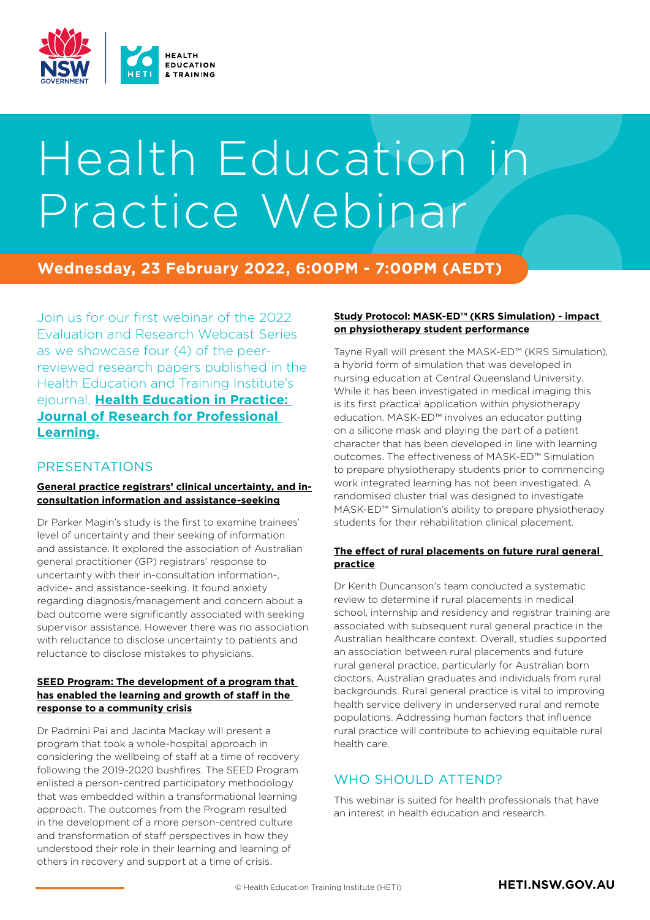# Health Education in Practice Webinar

**Wednesday, 23 February 2022, 6:00PM - 7:00PM (AEDT)**

Join us for our first webinar of the 2022 Evaluation and Research Webcast Series as we showcase four (4) of the peer-reviewed research papers published in the Health Education and Training Institute's ejournal, **Health Education in Practice: Journal of Research for Professional Learning.**

## PRESENTATIONS

**General practice registrars' clinical uncertainty, and in-consultation information and assistance-seeking**

Dr Parker Magin's study is the first to examine trainees' level of uncertainty and their seeking of information and assistance. It explored the association of Australian general practitioner (GP) registrars' response to uncertainty with their in-consultation information-, advice- and assistance-seeking. It found anxiety regarding diagnosis/management and concern about a bad outcome were significantly associated with seeking supervisor assistance. However there was no association with reluctance to disclose uncertainty to patients and reluctance to disclose mistakes to physicians.

**SEED Program: The development of a program that has enabled the learning and growth of staff in the response to a community crisis**

Dr Padmini Pai and Jacinta Mackay will present a program that took a whole-hospital approach in considering the wellbeing of staff at a time of recovery following the 2019-2020 bushfires. The SEED Program enlisted a person-centred participatory methodology that was embedded within a transformational learning approach. The outcomes from the Program resulted in the development of a more person-centred culture and transformation of staff perspectives in how they understood their role in their learning and learning of others in recovery and support at a time of crisis.

**Study Protocol: MASK-ED™ (KRS Simulation) - impact on physiotherapy student performance**

Tayne Ryall will present the MASK-ED™ (KRS Simulation), a hybrid form of simulation that was developed in nursing education at Central Queensland University. While it has been investigated in medical imaging this is its first practical application within physiotherapy education. MASK-ED™ involves an educator putting on a silicone mask and playing the part of a patient character that has been developed in line with learning outcomes. The effectiveness of MASK-ED™ Simulation to prepare physiotherapy students prior to commencing work integrated learning has not been investigated. A randomised cluster trial was designed to investigate MASK-ED™ Simulation's ability to prepare physiotherapy students for their rehabilitation clinical placement.

**The effect of rural placements on future rural general practice**

Dr Kerith Duncanson's team conducted a systematic review to determine if rural placements in medical school, internship and residency and registrar training are associated with subsequent rural general practice in the Australian healthcare context. Overall, studies supported an association between rural placements and future rural general practice, particularly for Australian born doctors, Australian graduates and individuals from rural backgrounds. Rural general practice is vital to improving health service delivery in underserved rural and remote populations. Addressing human factors that influence rural practice will contribute to achieving equitable rural health care.

## WHO SHOULD ATTEND?

This webinar is suited for health professionals that have an interest in health education and research.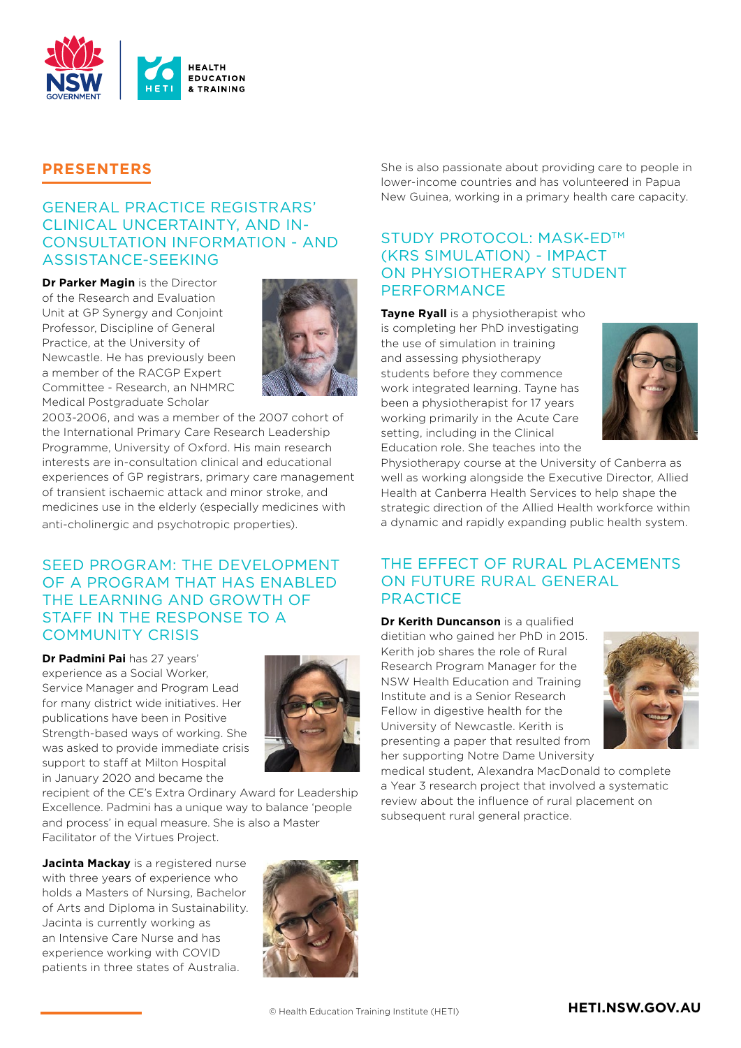## PRESENTERS

### GENERAL PRACTICE REGISTRARS' CLINICAL UNCERTAINTY, AND IN-CONSULTATION INFORMATION - AND ASSISTANCE-SEEKING

**Dr Parker Magin** is the Director of the Research and Evaluation Unit at GP Synergy and Conjoint Professor, Discipline of General Practice, at the University of Newcastle. He has previously been a member of the RACGP Expert Committee - Research, an NHMRC Medical Postgraduate Scholar 2003-2006, and was a member of the 2007 cohort of the International Primary Care Research Leadership Programme, University of Oxford. His main research interests are in-consultation clinical and educational experiences of GP registrars, primary care management of transient ischaemic attack and minor stroke, and medicines use in the elderly (especially medicines with anti-cholinergic and psychotropic properties).

### SEED PROGRAM: THE DEVELOPMENT OF A PROGRAM THAT HAS ENABLED THE LEARNING AND GROWTH OF STAFF IN THE RESPONSE TO A COMMUNITY CRISIS

**Dr Padmini Pai** has 27 years' experience as a Social Worker, Service Manager and Program Lead for many district wide initiatives. Her publications have been in Positive Strength-based ways of working. She was asked to provide immediate crisis support to staff at Milton Hospital in January 2020 and became the recipient of the CE's Extra Ordinary Award for Leadership Excellence. Padmini has a unique way to balance 'people and process' in equal measure. She is also a Master Facilitator of the Virtues Project.

**Jacinta Mackay** is a registered nurse with three years of experience who holds a Masters of Nursing, Bachelor of Arts and Diploma in Sustainability. Jacinta is currently working as an Intensive Care Nurse and has experience working with COVID patients in three states of Australia. She is also passionate about providing care to people in lower-income countries and has volunteered in Papua New Guinea, working in a primary health care capacity.

### STUDY PROTOCOL: MASK-ED™ (KRS SIMULATION) - IMPACT ON PHYSIOTHERAPY STUDENT PERFORMANCE

**Tayne Ryall** is a physiotherapist who is completing her PhD investigating the use of simulation in training and assessing physiotherapy students before they commence work integrated learning. Tayne has been a physiotherapist for 17 years working primarily in the Acute Care setting, including in the Clinical Education role. She teaches into the Physiotherapy course at the University of Canberra as well as working alongside the Executive Director, Allied Health at Canberra Health Services to help shape the strategic direction of the Allied Health workforce within a dynamic and rapidly expanding public health system.

### THE EFFECT OF RURAL PLACEMENTS ON FUTURE RURAL GENERAL PRACTICE

**Dr Kerith Duncanson** is a qualified dietitian who gained her PhD in 2015. Kerith job shares the role of Rural Research Program Manager for the NSW Health Education and Training Institute and is a Senior Research Fellow in digestive health for the University of Newcastle. Kerith is presenting a paper that resulted from her supporting Notre Dame University medical student, Alexandra MacDonald to complete a Year 3 research project that involved a systematic review about the influence of rural placement on subsequent rural general practice.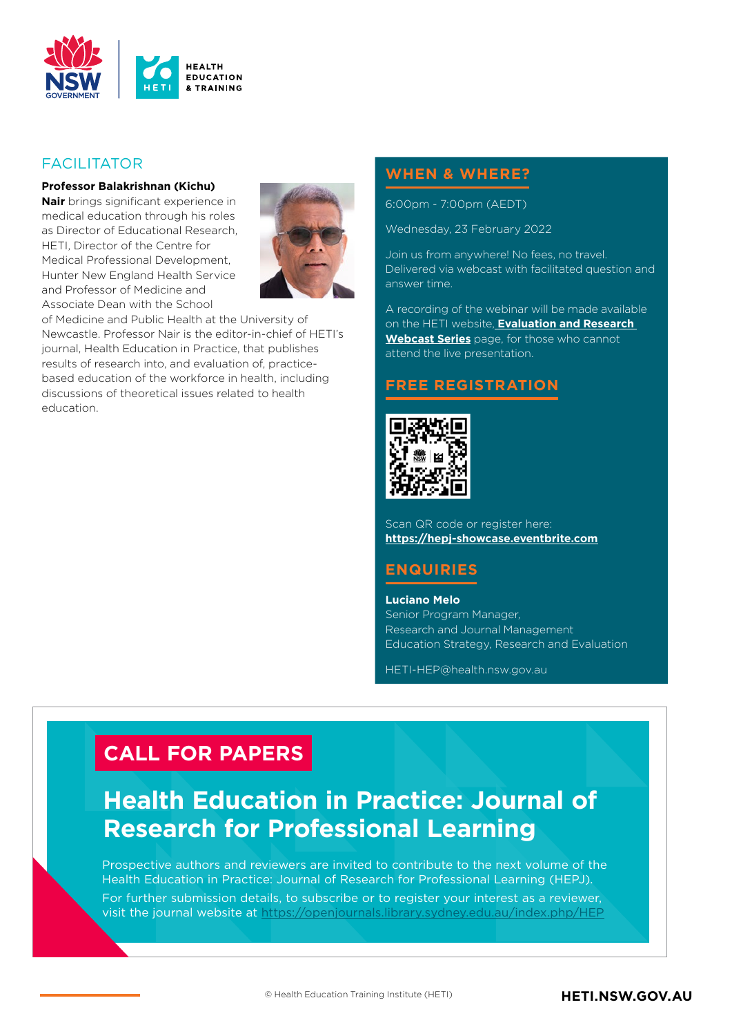## FACILITATOR

**Professor Balakrishnan (Kichu) Nair** brings significant experience in medical education through his roles as Director of Educational Research, HETI, Director of the Centre for Medical Professional Development, Hunter New England Health Service and Professor of Medicine and Associate Dean with the School of Medicine and Public Health at the University of Newcastle. Professor Nair is the editor-in-chief of HETI's journal, Health Education in Practice, that publishes results of research into, and evaluation of, practice-based education of the workforce in health, including discussions of theoretical issues related to health education.

## WHEN & WHERE?

6:00pm - 7:00pm (AEDT)

Wednesday, 23 February 2022

Join us from anywhere! No fees, no travel. Delivered via webcast with facilitated question and answer time.

A recording of the webinar will be made available on the HETI website, **Evaluation and Research Webcast Series** page, for those who cannot attend the live presentation.

## FREE REGISTRATION

Scan QR code or register here:
**https://hepj-showcase.eventbrite.com**

## ENQUIRIES

**Luciano Melo**
Senior Program Manager,
Research and Journal Management
Education Strategy, Research and Evaluation

HETI-HEP@health.nsw.gov.au

## CALL FOR PAPERS

# Health Education in Practice: Journal of Research for Professional Learning

Prospective authors and reviewers are invited to contribute to the next volume of the Health Education in Practice: Journal of Research for Professional Learning (HEPJ).

For further submission details, to subscribe or to register your interest as a reviewer, visit the journal website at https://openjournals.library.sydney.edu.au/index.php/HEP